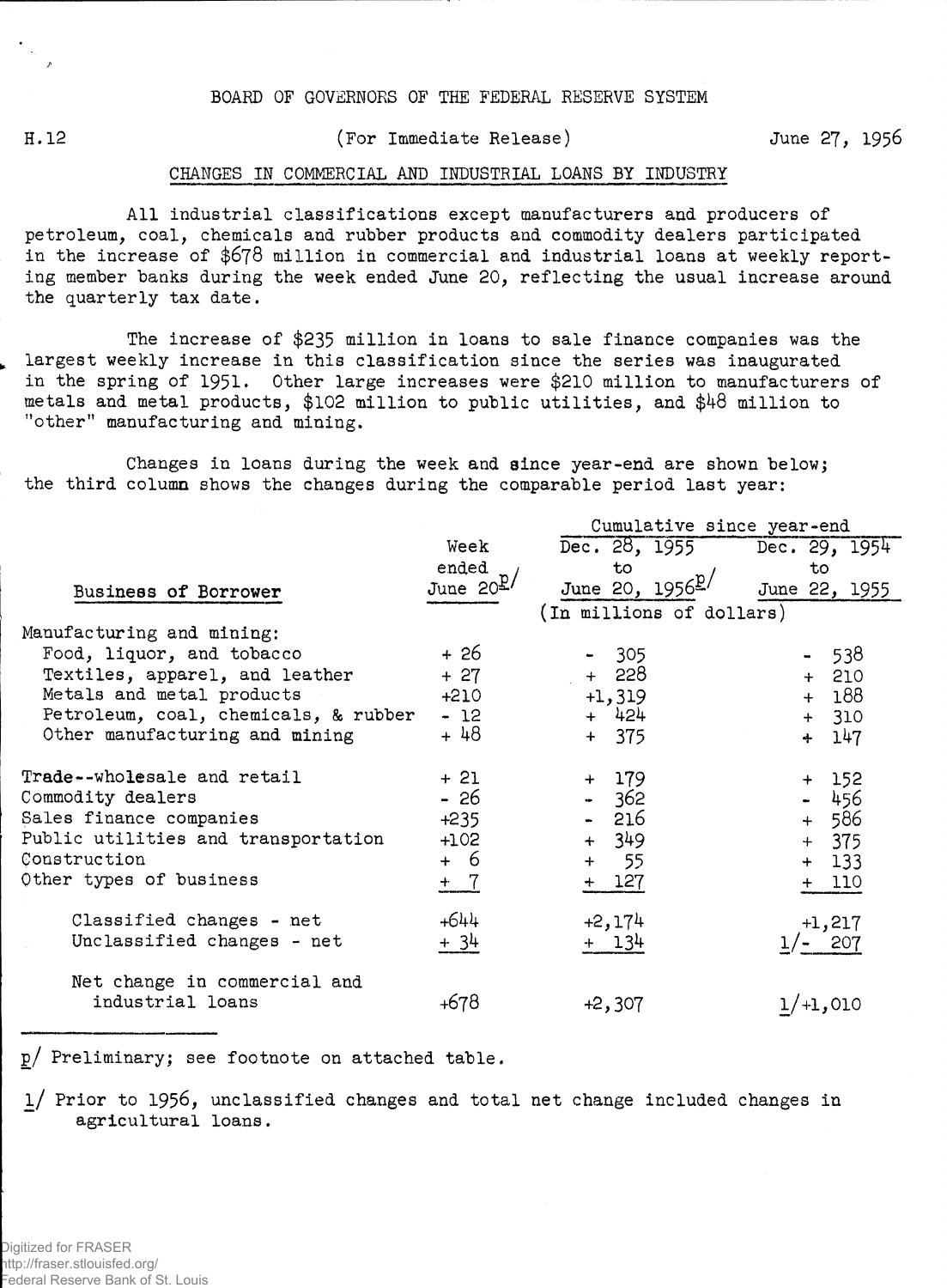BOARD OF GOVERNORS OF THE FEDERAL RESERVE SYSTEM

H.12 (For Immediate Release) June 27, 1956

## CHANGES IN COMMERCIAL AND INDUSTRIAL LOANS BY INDUSTRY

All industrial classifications except manufacturers and producers of petroleum, coal, chemicals and rubber products and commodity dealers participated in the increase of $678 million in commercial and industrial loans at weekly reporting member banks during the week ended June 20, reflecting the usual increase around the quarterly tax date.

The increase of $235 million in loans to sale finance companies was the largest weekly increase in this classification since the series was inaugurated in the spring of 1951. Other large increases were $210 million to manufacturers of metals and metal products, $102 million to public utilities, and $48 million to "other" manufacturing and mining.

Changes in loans during the week and since year-end are shown below; the third column shows the changes during the comparable period last year:

| Business of Borrower | Week ended June 20p/ | Cumulative since year-end: Dec. 28, 1955 to June 20, 1956p/ | Cumulative since year-end: Dec. 29, 1954 to June 22, 1955 |
|---|---|---|---|
| | (In millions of dollars) | | |
| Manufacturing and mining: | | | |
| Food, liquor, and tobacco | + 26 | - 305 | - 538 |
| Textiles, apparel, and leather | + 27 | + 228 | + 210 |
| Metals and metal products | +210 | +1,319 | + 188 |
| Petroleum, coal, chemicals, & rubber | - 12 | + 424 | + 310 |
| Other manufacturing and mining | + 48 | + 375 | + 147 |
| Trade--wholesale and retail | + 21 | + 179 | + 152 |
| Commodity dealers | - 26 | - 362 | - 456 |
| Sales finance companies | +235 | - 216 | + 586 |
| Public utilities and transportation | +102 | + 349 | + 375 |
| Construction | + 6 | + 55 | + 133 |
| Other types of business | + 7 | + 127 | + 110 |
| Classified changes - net | +644 | +2,174 | +1,217 |
| Unclassified changes - net | + 34 | + 134 | 1/- 207 |
| Net change in commercial and industrial loans | +678 | +2,307 | 1/+1,010 |

p/ Preliminary; see footnote on attached table.

1/ Prior to 1956, unclassified changes and total net change included changes in agricultural loans.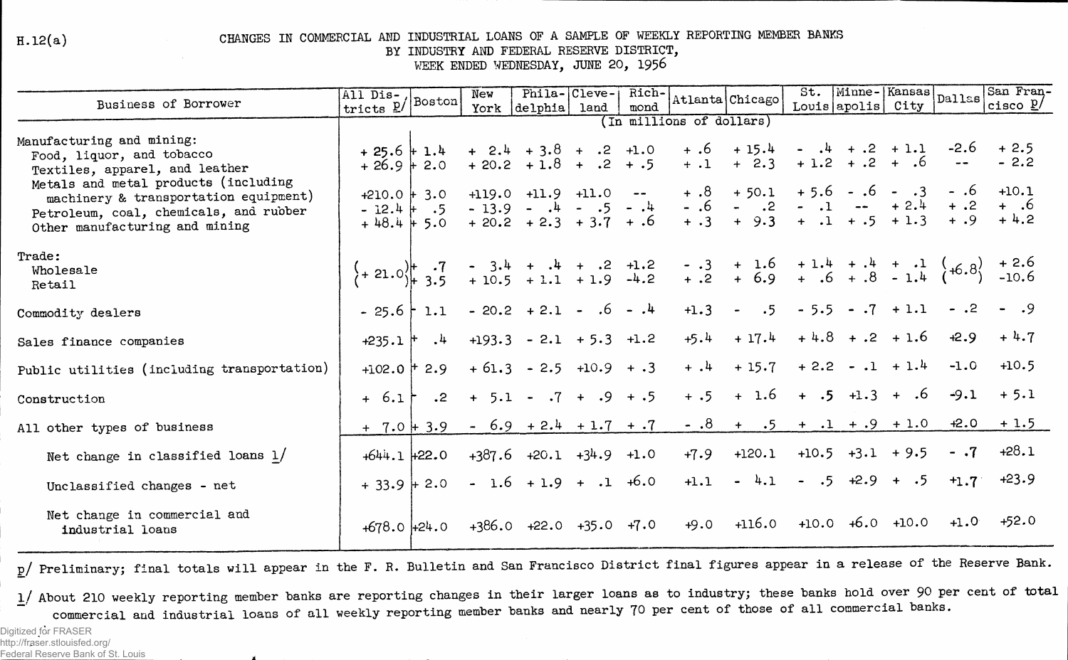H.12(a)

# CHANGES IN COMMERCIAL AND INDUSTRIAL LOANS OF A SAMPLE OF WEEKLY REPORTING MEMBER BANKS BY INDUSTRY AND FEDERAL RESERVE DISTRICT, WEEK ENDED WEDNESDAY, JUNE 20, 1956

| Business of Borrower | All Districts p/ | Boston | New York | Philadelphia | Cleveland | Richmond | Atlanta | Chicago | St. Louis | Minneapolis | Kansas City | Dallas | San Francisco p/ |
|---|---|---|---|---|---|---|---|---|---|---|---|---|---|
| | (In millions of dollars) | | | | | | | | | | | | |
| Manufacturing and mining: | | | | | | | | | | | | | |
| Food, liquor, and tobacco | + 25.6 | + 1.4 | + 2.4 | + 3.8 | + .2 | +1.0 | + .6 | + 15.4 | - .4 | + .2 | + 1.1 | -2.6 | + 2.5 |
| Textiles, apparel, and leather | + 26.9 | + 2.0 | + 20.2 | + 1.8 | + .2 | + .5 | + .1 | + 2.3 | + 1.2 | + .2 | + .6 | -- | - 2.2 |
| Metals and metal products (including machinery & transportation equipment) | +210.0 | + 3.0 | +119.0 | +11.9 | +11.0 | -- | + .8 | + 50.1 | + 5.6 | - .6 | - .3 | - .6 | +10.1 |
| Petroleum, coal, chemicals, and rubber | - 12.4 | + .5 | - 13.9 | - .4 | - .5 | - .4 | - .6 | - .2 | - .1 | -- | + 2.4 | + .2 | + .6 |
| Other manufacturing and mining | + 48.4 | + 5.0 | + 20.2 | + 2.3 | + 3.7 | + .6 | + .3 | + 9.3 | + .1 | + .5 | + 1.3 | + .9 | + 4.2 |
| Trade: | | | | | | | | | | | | | |
| Wholesale | (+ 21.0) | + .7 | - 3.4 | + .4 | + .2 | +1.2 | - .3 | + 1.6 | + 1.4 | + .4 | + .1 | (+6.8) | + 2.6 |
| Retail | | + 3.5 | + 10.5 | + 1.1 | + 1.9 | -4.2 | + .2 | + 6.9 | + .6 | + .8 | - 1.4 | | -10.6 |
| Commodity dealers | - 25.6 | - 1.1 | - 20.2 | + 2.1 | - .6 | - .4 | +1.3 | - .5 | - 5.5 | - .7 | + 1.1 | - .2 | - .9 |
| Sales finance companies | +235.1 | + .4 | +193.3 | - 2.1 | + 5.3 | +1.2 | +5.4 | + 17.4 | + 4.8 | + .2 | + 1.6 | +2.9 | + 4.7 |
| Public utilities (including transportation) | +102.0 | + 2.9 | + 61.3 | - 2.5 | +10.9 | + .3 | + .4 | + 15.7 | + 2.2 | - .1 | + 1.4 | -1.0 | +10.5 |
| Construction | + 6.1 | - .2 | + 5.1 | - .7 | + .9 | + .5 | + .5 | + 1.6 | + .5 | +1.3 | + .6 | -9.1 | + 5.1 |
| All other types of business | + 7.0 | + 3.9 | - 6.9 | + 2.4 | + 1.7 | + .7 | - .8 | + .5 | + .1 | + .9 | + 1.0 | +2.0 | + 1.5 |
| Net change in classified loans 1/ | +644.1 | +22.0 | +387.6 | +20.1 | +34.9 | +1.0 | +7.9 | +120.1 | +10.5 | +3.1 | + 9.5 | - .7 | +28.1 |
| Unclassified changes - net | + 33.9 | + 2.0 | - 1.6 | + 1.9 | + .1 | +6.0 | +1.1 | - 4.1 | - .5 | +2.9 | + .5 | +1.7 | +23.9 |
| Net change in commercial and industrial loans | +678.0 | +24.0 | +386.0 | +22.0 | +35.0 | +7.0 | +9.0 | +116.0 | +10.0 | +6.0 | +10.0 | +1.0 | +52.0 |

p/ Preliminary; final totals will appear in the F. R. Bulletin and San Francisco District final figures appear in a release of the Reserve Bank.

1/ About 210 weekly reporting member banks are reporting changes in their larger loans as to industry; these banks hold over 90 per cent of total commercial and industrial loans of all weekly reporting member banks and nearly 70 per cent of those of all commercial banks.